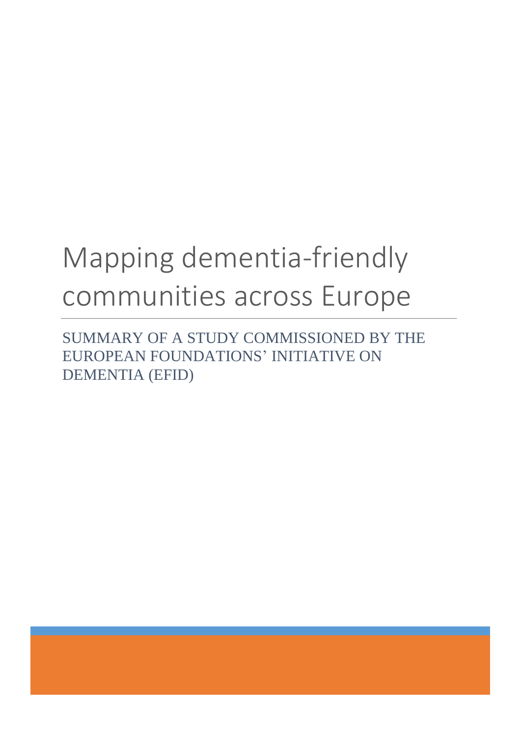# Mapping dementia-friendly communities across Europe

SUMMARY OF A STUDY COMMISSIONED BY THE EUROPEAN FOUNDATIONS' INITIATIVE ON DEMENTIA (EFID)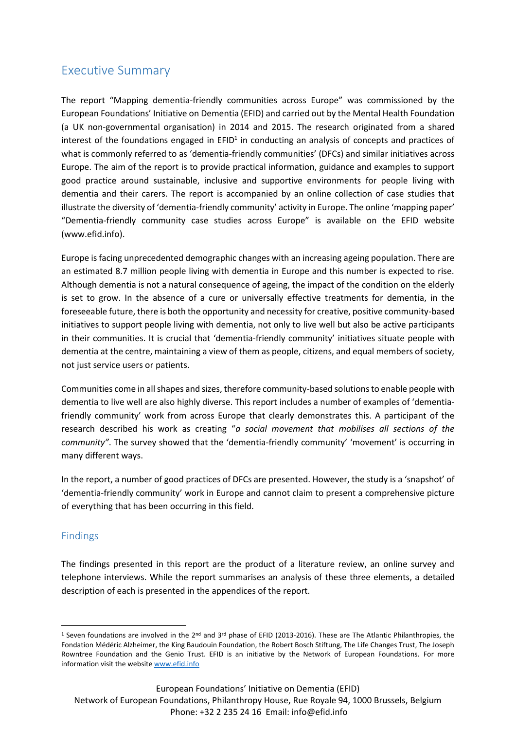# Executive Summary

The report "Mapping dementia-friendly communities across Europe" was commissioned by the European Foundations' Initiative on Dementia (EFID) and carried out by the Mental Health Foundation (a UK non-governmental organisation) in 2014 and 2015. The research originated from a shared interest of the foundations engaged in EFID[1] in conducting an analysis of concepts and practices of what is commonly referred to as 'dementia-friendly communities' (DFCs) and similar initiatives across Europe. The aim of the report is to provide practical information, guidance and examples to support good practice around sustainable, inclusive and supportive environments for people living with dementia and their carers. The report is accompanied by an online collection of case studies that illustrate the diversity of 'dementia-friendly community' activity in Europe. The online 'mapping paper' "Dementia-friendly community case studies across Europe" is available on the EFID website (www.efid.info).

Europe is facing unprecedented demographic changes with an increasing ageing population. There are an estimated 8.7 million people living with dementia in Europe and this number is expected to rise. Although dementia is not a natural consequence of ageing, the impact of the condition on the elderly is set to grow. In the absence of a cure or universally effective treatments for dementia, in the foreseeable future, there is both the opportunity and necessity for creative, positive community-based initiatives to support people living with dementia, not only to live well but also be active participants in their communities. It is crucial that 'dementia-friendly community' initiatives situate people with dementia at the centre, maintaining a view of them as people, citizens, and equal members of society, not just service users or patients.

Communities come in all shapes and sizes, therefore community-based solutions to enable people with dementia to live well are also highly diverse. This report includes a number of examples of 'dementia-friendly community' work from across Europe that clearly demonstrates this. A participant of the research described his work as creating "*a social movement that mobilises all sections of the community"*. The survey showed that the 'dementia-friendly community' 'movement' is occurring in many different ways.

In the report, a number of good practices of DFCs are presented. However, the study is a 'snapshot' of 'dementia-friendly community' work in Europe and cannot claim to present a comprehensive picture of everything that has been occurring in this field.

## Findings

The findings presented in this report are the product of a literature review, an online survey and telephone interviews. While the report summarises an analysis of these three elements, a detailed description of each is presented in the appendices of the report.

---

[1] Seven foundations are involved in the 2nd and 3rd phase of EFID (2013-2016). These are The Atlantic Philanthropies, the Fondation Médéric Alzheimer, the King Baudouin Foundation, the Robert Bosch Stiftung, The Life Changes Trust, The Joseph Rowntree Foundation and the Genio Trust. EFID is an initiative by the Network of European Foundations. For more information visit the website www.efid.info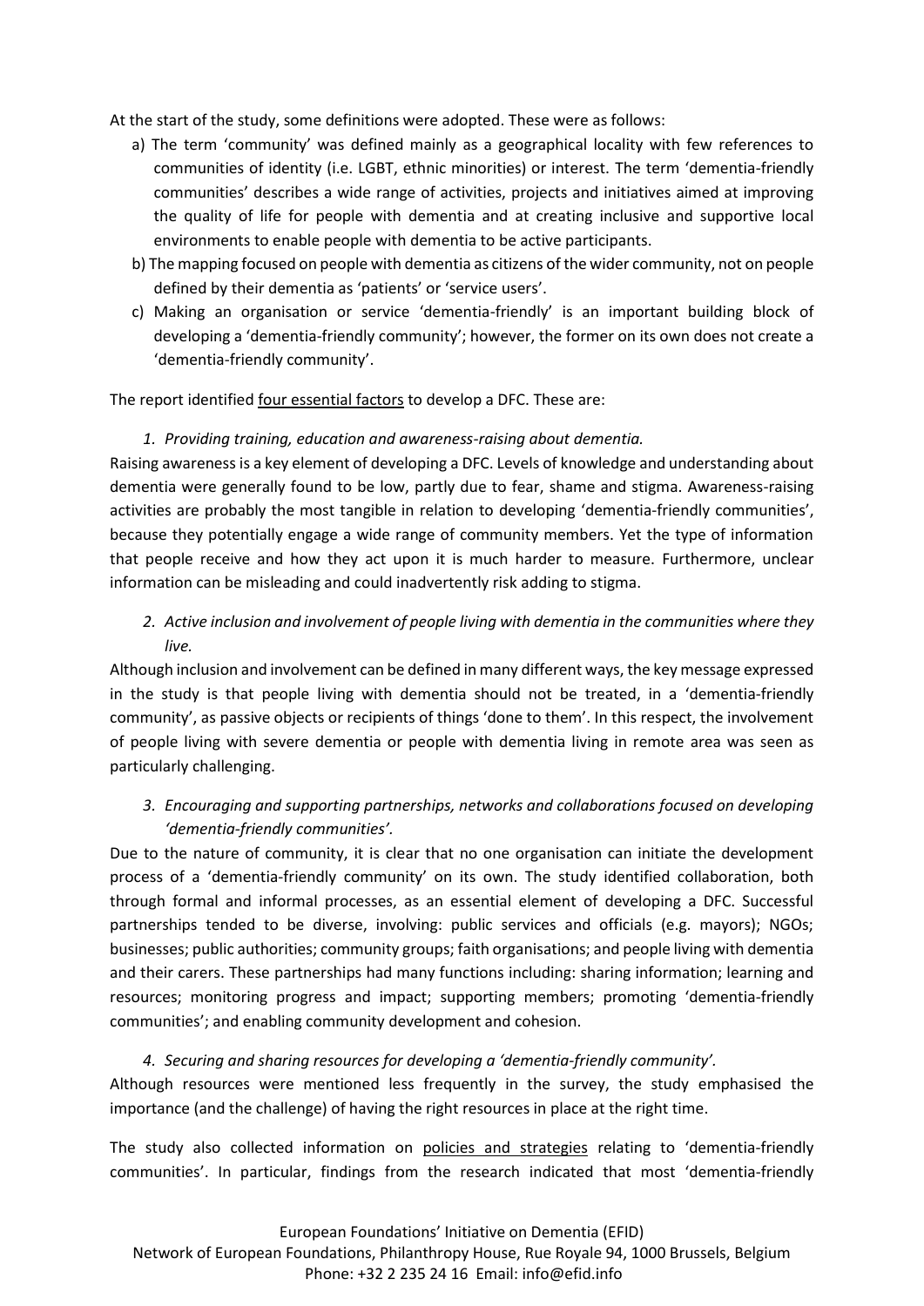At the start of the study, some definitions were adopted. These were as follows:

a) The term 'community' was defined mainly as a geographical locality with few references to communities of identity (i.e. LGBT, ethnic minorities) or interest. The term 'dementia-friendly communities' describes a wide range of activities, projects and initiatives aimed at improving the quality of life for people with dementia and at creating inclusive and supportive local environments to enable people with dementia to be active participants.

b) The mapping focused on people with dementia as citizens of the wider community, not on people defined by their dementia as 'patients' or 'service users'.

c) Making an organisation or service 'dementia-friendly' is an important building block of developing a 'dementia-friendly community'; however, the former on its own does not create a 'dementia-friendly community'.

The report identified <u>four essential factors</u> to develop a DFC. These are:

*1. Providing training, education and awareness-raising about dementia.*

Raising awareness is a key element of developing a DFC. Levels of knowledge and understanding about dementia were generally found to be low, partly due to fear, shame and stigma. Awareness-raising activities are probably the most tangible in relation to developing 'dementia-friendly communities', because they potentially engage a wide range of community members. Yet the type of information that people receive and how they act upon it is much harder to measure. Furthermore, unclear information can be misleading and could inadvertently risk adding to stigma.

*2. Active inclusion and involvement of people living with dementia in the communities where they live.*

Although inclusion and involvement can be defined in many different ways, the key message expressed in the study is that people living with dementia should not be treated, in a 'dementia-friendly community', as passive objects or recipients of things 'done to them'. In this respect, the involvement of people living with severe dementia or people with dementia living in remote area was seen as particularly challenging.

*3. Encouraging and supporting partnerships, networks and collaborations focused on developing 'dementia-friendly communities'.*

Due to the nature of community, it is clear that no one organisation can initiate the development process of a 'dementia-friendly community' on its own. The study identified collaboration, both through formal and informal processes, as an essential element of developing a DFC. Successful partnerships tended to be diverse, involving: public services and officials (e.g. mayors); NGOs; businesses; public authorities; community groups; faith organisations; and people living with dementia and their carers. These partnerships had many functions including: sharing information; learning and resources; monitoring progress and impact; supporting members; promoting 'dementia-friendly communities'; and enabling community development and cohesion.

*4. Securing and sharing resources for developing a 'dementia-friendly community'.*

Although resources were mentioned less frequently in the survey, the study emphasised the importance (and the challenge) of having the right resources in place at the right time.

The study also collected information on <u>policies and strategies</u> relating to 'dementia-friendly communities'. In particular, findings from the research indicated that most 'dementia-friendly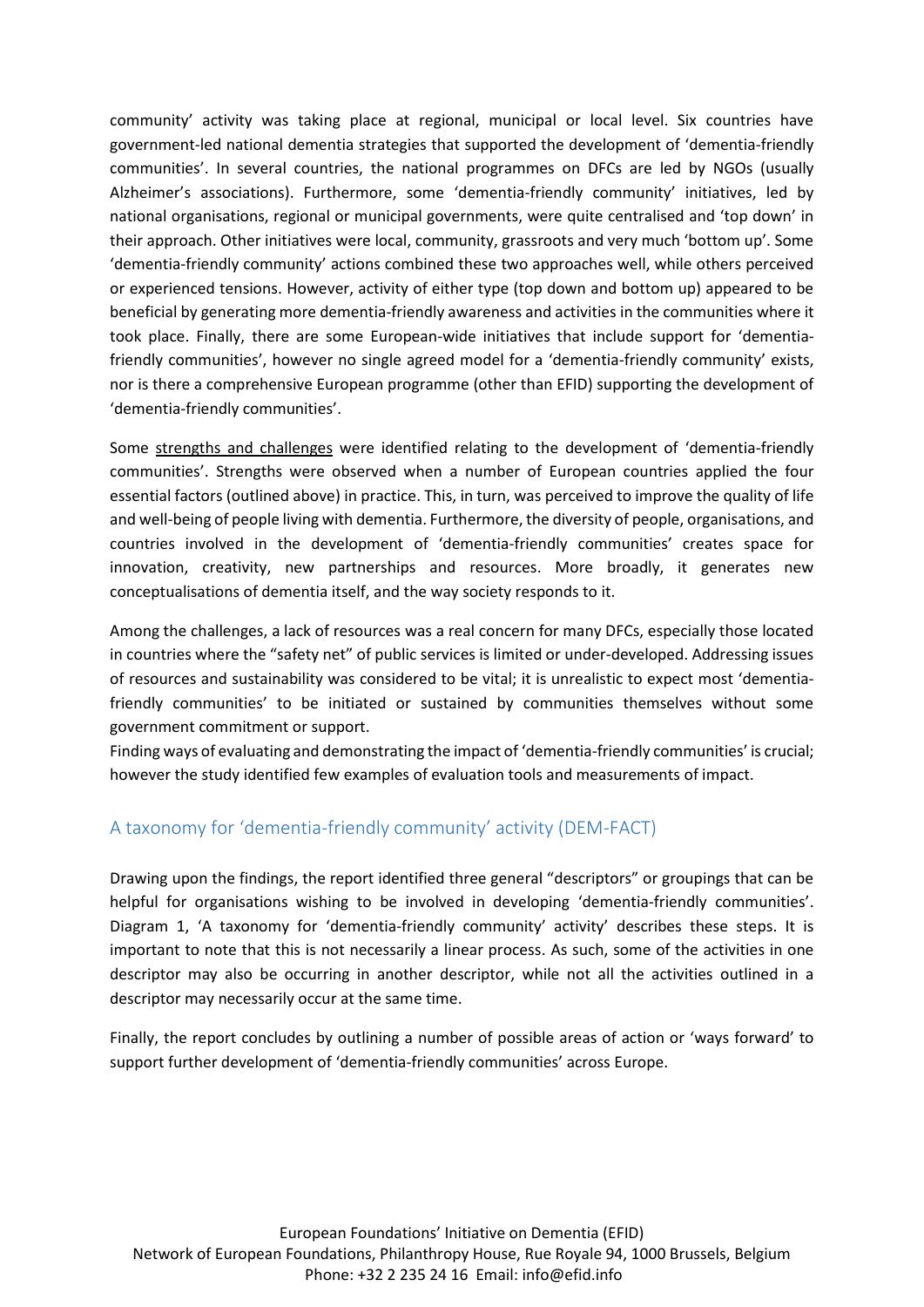community' activity was taking place at regional, municipal or local level. Six countries have government-led national dementia strategies that supported the development of 'dementia-friendly communities'. In several countries, the national programmes on DFCs are led by NGOs (usually Alzheimer's associations). Furthermore, some 'dementia-friendly community' initiatives, led by national organisations, regional or municipal governments, were quite centralised and 'top down' in their approach. Other initiatives were local, community, grassroots and very much 'bottom up'. Some 'dementia-friendly community' actions combined these two approaches well, while others perceived or experienced tensions. However, activity of either type (top down and bottom up) appeared to be beneficial by generating more dementia-friendly awareness and activities in the communities where it took place. Finally, there are some European-wide initiatives that include support for 'dementia-friendly communities', however no single agreed model for a 'dementia-friendly community' exists, nor is there a comprehensive European programme (other than EFID) supporting the development of 'dementia-friendly communities'.

Some strengths and challenges were identified relating to the development of 'dementia-friendly communities'. Strengths were observed when a number of European countries applied the four essential factors (outlined above) in practice. This, in turn, was perceived to improve the quality of life and well-being of people living with dementia. Furthermore, the diversity of people, organisations, and countries involved in the development of 'dementia-friendly communities' creates space for innovation, creativity, new partnerships and resources. More broadly, it generates new conceptualisations of dementia itself, and the way society responds to it.

Among the challenges, a lack of resources was a real concern for many DFCs, especially those located in countries where the "safety net" of public services is limited or under-developed. Addressing issues of resources and sustainability was considered to be vital; it is unrealistic to expect most 'dementia-friendly communities' to be initiated or sustained by communities themselves without some government commitment or support.

Finding ways of evaluating and demonstrating the impact of 'dementia-friendly communities' is crucial; however the study identified few examples of evaluation tools and measurements of impact.

## A taxonomy for 'dementia-friendly community' activity (DEM-FACT)

Drawing upon the findings, the report identified three general "descriptors" or groupings that can be helpful for organisations wishing to be involved in developing 'dementia-friendly communities'. Diagram 1, 'A taxonomy for 'dementia-friendly community' activity' describes these steps. It is important to note that this is not necessarily a linear process. As such, some of the activities in one descriptor may also be occurring in another descriptor, while not all the activities outlined in a descriptor may necessarily occur at the same time.

Finally, the report concludes by outlining a number of possible areas of action or 'ways forward' to support further development of 'dementia-friendly communities' across Europe.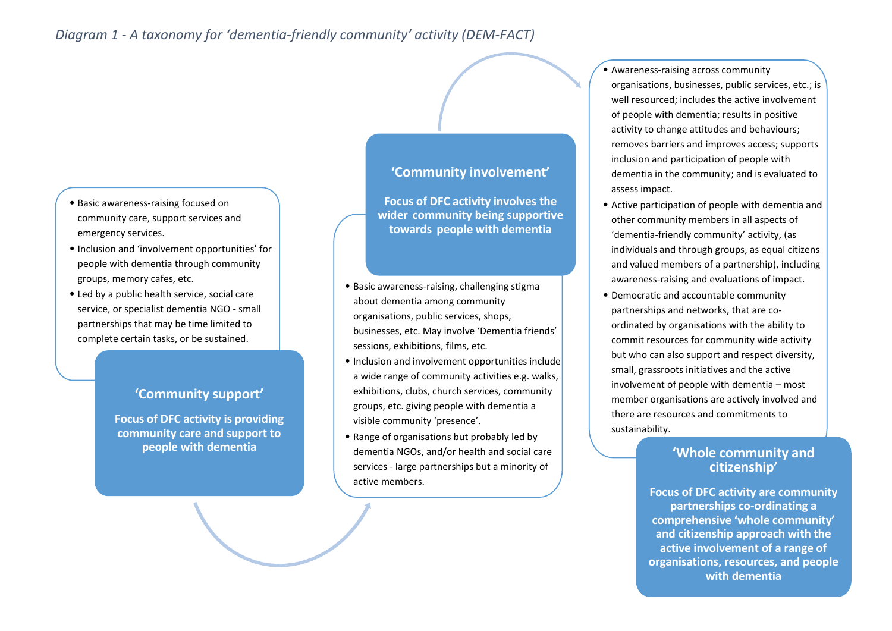*Diagram 1 - A taxonomy for 'dementia-friendly community' activity (DEM-FACT)*

### 'Community support'

**Focus of DFC activity is providing community care and support to people with dementia**

- Basic awareness-raising focused on community care, support services and emergency services.
- Inclusion and 'involvement opportunities' for people with dementia through community groups, memory cafes, etc.
- Led by a public health service, social care service, or specialist dementia NGO - small partnerships that may be time limited to complete certain tasks, or be sustained.

### 'Community involvement'

**Focus of DFC activity involves the wider community being supportive towards people with dementia**

- Basic awareness-raising, challenging stigma about dementia among community organisations, public services, shops, businesses, etc. May involve 'Dementia friends' sessions, exhibitions, films, etc.
- Inclusion and involvement opportunities include a wide range of community activities e.g. walks, exhibitions, clubs, church services, community groups, etc. giving people with dementia a visible community 'presence'.
- Range of organisations but probably led by dementia NGOs, and/or health and social care services - large partnerships but a minority of active members.

### 'Whole community and citizenship'

**Focus of DFC activity are community partnerships co-ordinating a comprehensive 'whole community' and citizenship approach with the active involvement of a range of organisations, resources, and people with dementia**

- Awareness-raising across community organisations, businesses, public services, etc.; is well resourced; includes the active involvement of people with dementia; results in positive activity to change attitudes and behaviours; removes barriers and improves access; supports inclusion and participation of people with dementia in the community; and is evaluated to assess impact.
- Active participation of people with dementia and other community members in all aspects of 'dementia-friendly community' activity, (as individuals and through groups, as equal citizens and valued members of a partnership), including awareness-raising and evaluations of impact.
- Democratic and accountable community partnerships and networks, that are co-ordinated by organisations with the ability to commit resources for community wide activity but who can also support and respect diversity, small, grassroots initiatives and the active involvement of people with dementia – most member organisations are actively involved and there are resources and commitments to sustainability.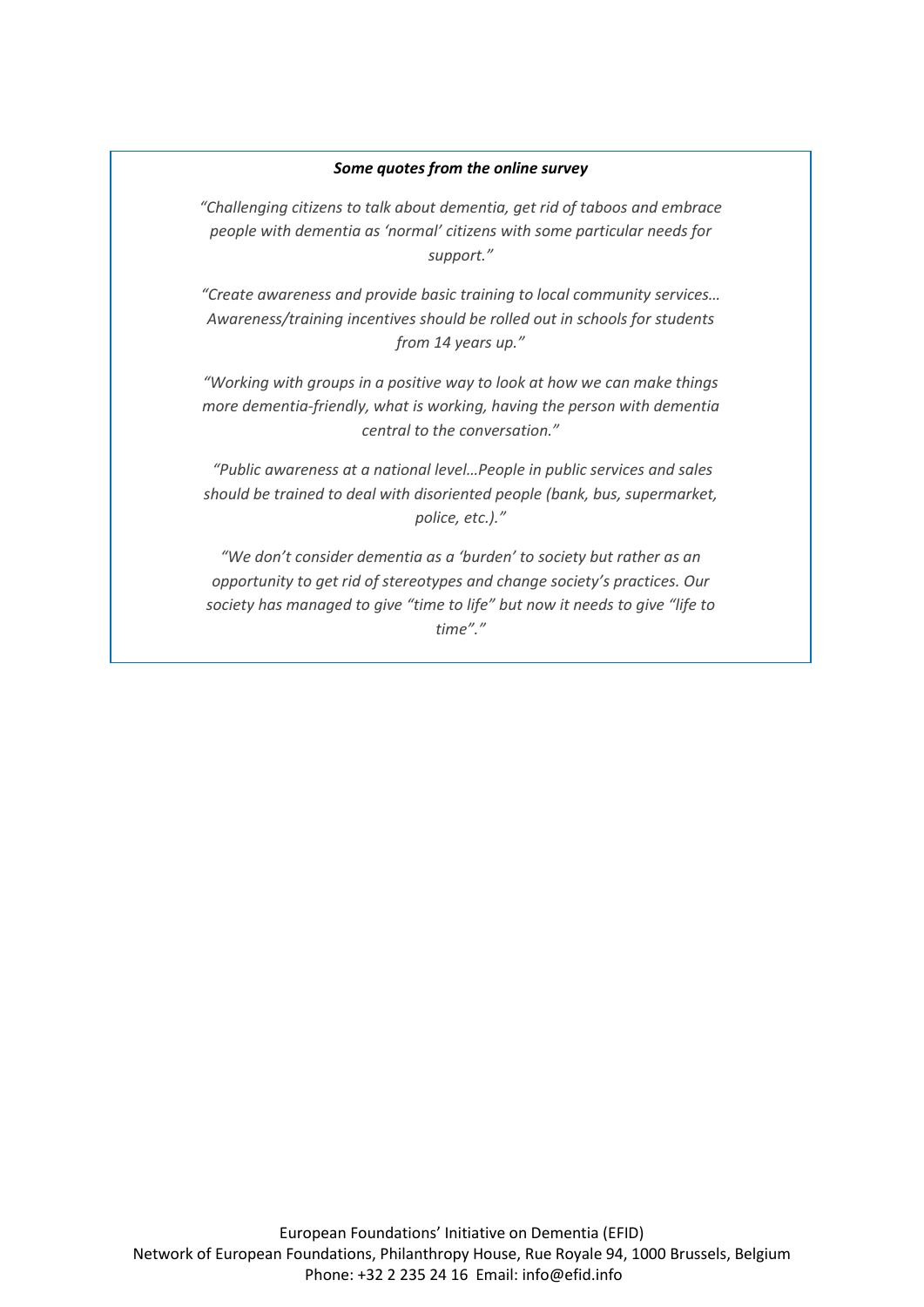***Some quotes from the online survey***

*"Challenging citizens to talk about dementia, get rid of taboos and embrace people with dementia as 'normal' citizens with some particular needs for support."*

*"Create awareness and provide basic training to local community services… Awareness/training incentives should be rolled out in schools for students from 14 years up."*

*"Working with groups in a positive way to look at how we can make things more dementia-friendly, what is working, having the person with dementia central to the conversation."*

*"Public awareness at a national level…People in public services and sales should be trained to deal with disoriented people (bank, bus, supermarket, police, etc.)."*

*"We don't consider dementia as a 'burden' to society but rather as an opportunity to get rid of stereotypes and change society's practices. Our society has managed to give "time to life" but now it needs to give "life to time"."*

European Foundations' Initiative on Dementia (EFID)
Network of European Foundations, Philanthropy House, Rue Royale 94, 1000 Brussels, Belgium
Phone: +32 2 235 24 16 Email: info@efid.info